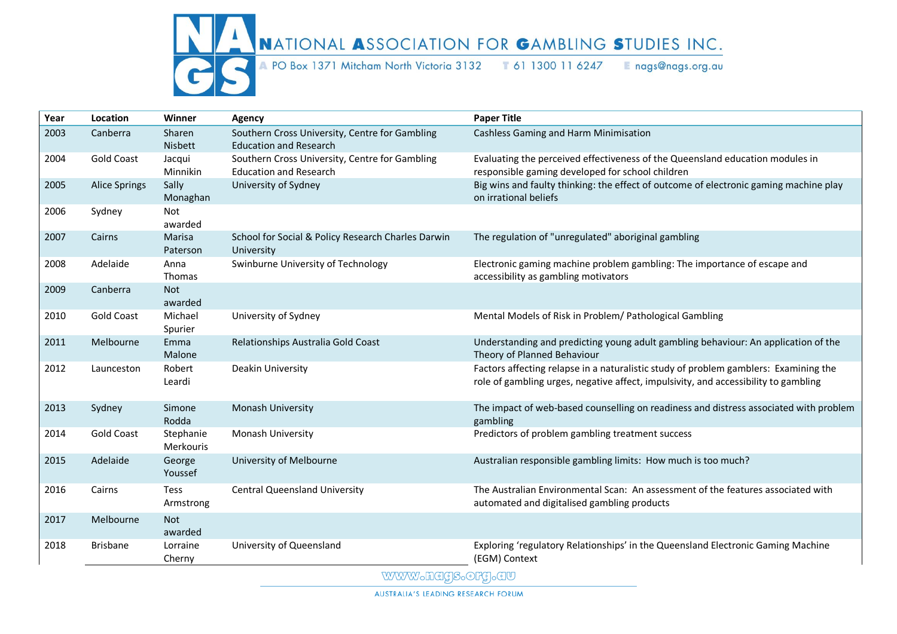# NATIONAL ASSOCIATION FOR GAMBLING STUDIES INC.

A PO Box 1371 Mitcham North Victoria 3132 T 61 1300 11 6247 E nags@nags.org.au

| Year | Location | Winner | Agency | Paper Title |
|---|---|---|---|---|
| 2003 | Canberra | Sharen Nisbett | Southern Cross University, Centre for Gambling Education and Research | Cashless Gaming and Harm Minimisation |
| 2004 | Gold Coast | Jacqui Minnikin | Southern Cross University, Centre for Gambling Education and Research | Evaluating the perceived effectiveness of the Queensland education modules in responsible gaming developed for school children |
| 2005 | Alice Springs | Sally Monaghan | University of Sydney | Big wins and faulty thinking: the effect of outcome of electronic gaming machine play on irrational beliefs |
| 2006 | Sydney | Not awarded | | |
| 2007 | Cairns | Marisa Paterson | School for Social & Policy Research Charles Darwin University | The regulation of "unregulated" aboriginal gambling |
| 2008 | Adelaide | Anna Thomas | Swinburne University of Technology | Electronic gaming machine problem gambling: The importance of escape and accessibility as gambling motivators |
| 2009 | Canberra | Not awarded | | |
| 2010 | Gold Coast | Michael Spurier | University of Sydney | Mental Models of Risk in Problem/ Pathological Gambling |
| 2011 | Melbourne | Emma Malone | Relationships Australia Gold Coast | Understanding and predicting young adult gambling behaviour: An application of the Theory of Planned Behaviour |
| 2012 | Launceston | Robert Leardi | Deakin University | Factors affecting relapse in a naturalistic study of problem gamblers: Examining the role of gambling urges, negative affect, impulsivity, and accessibility to gambling |
| 2013 | Sydney | Simone Rodda | Monash University | The impact of web-based counselling on readiness and distress associated with problem gambling |
| 2014 | Gold Coast | Stephanie Merkouris | Monash University | Predictors of problem gambling treatment success |
| 2015 | Adelaide | George Youssef | University of Melbourne | Australian responsible gambling limits: How much is too much? |
| 2016 | Cairns | Tess Armstrong | Central Queensland University | The Australian Environmental Scan: An assessment of the features associated with automated and digitalised gambling products |
| 2017 | Melbourne | Not awarded | | |
| 2018 | Brisbane | Lorraine Cherny | University of Queensland | Exploring 'regulatory Relationships' in the Queensland Electronic Gaming Machine (EGM) Context |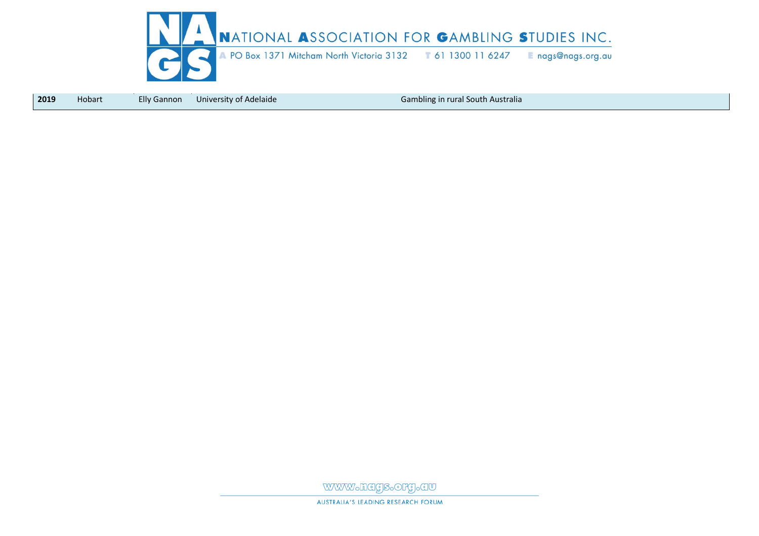| | | | | |
|---|---|---|---|---|
| **2019** | Hobart | Elly Gannon | University of Adelaide | Gambling in rural South Australia |